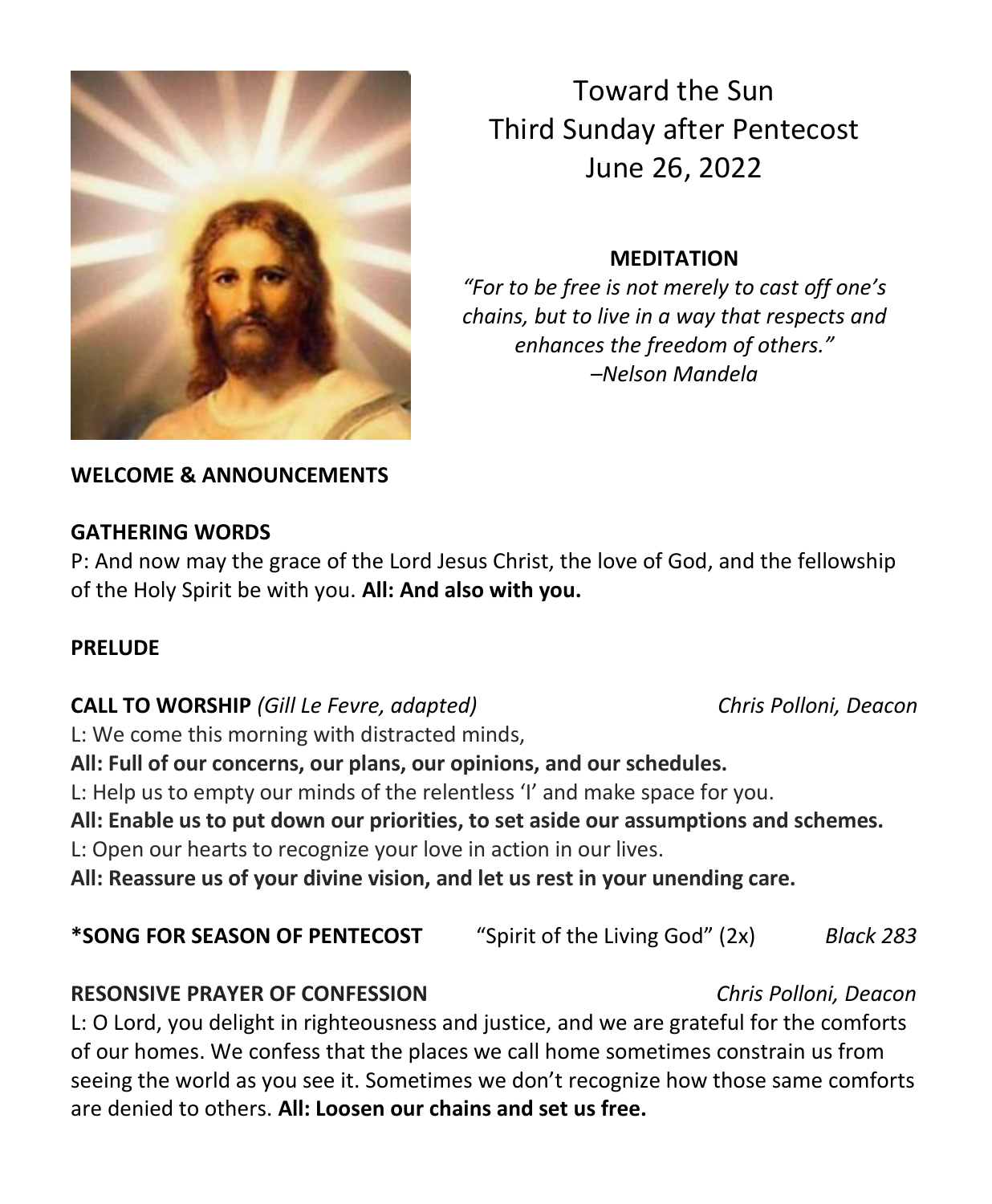# Toward the Sun
## Third Sunday after Pentecost
## June 26, 2022

**MEDITATION**

*"For to be free is not merely to cast off one's chains, but to live in a way that respects and enhances the freedom of others."*
*–Nelson Mandela*

**WELCOME & ANNOUNCEMENTS**

**GATHERING WORDS**

P: And now may the grace of the Lord Jesus Christ, the love of God, and the fellowship of the Holy Spirit be with you. **All: And also with you.**

**PRELUDE**

**CALL TO WORSHIP** *(Gill Le Fevre, adapted)* *Chris Polloni, Deacon*

L: We come this morning with distracted minds,

**All: Full of our concerns, our plans, our opinions, and our schedules.**

L: Help us to empty our minds of the relentless 'I' and make space for you.

**All: Enable us to put down our priorities, to set aside our assumptions and schemes.**

L: Open our hearts to recognize your love in action in our lives.

**All: Reassure us of your divine vision, and let us rest in your unending care.**

**\*SONG FOR SEASON OF PENTECOST** "Spirit of the Living God" (2x) *Black 283*

**RESONSIVE PRAYER OF CONFESSION** *Chris Polloni, Deacon*

L: O Lord, you delight in righteousness and justice, and we are grateful for the comforts of our homes. We confess that the places we call home sometimes constrain us from seeing the world as you see it. Sometimes we don't recognize how those same comforts are denied to others. **All: Loosen our chains and set us free.**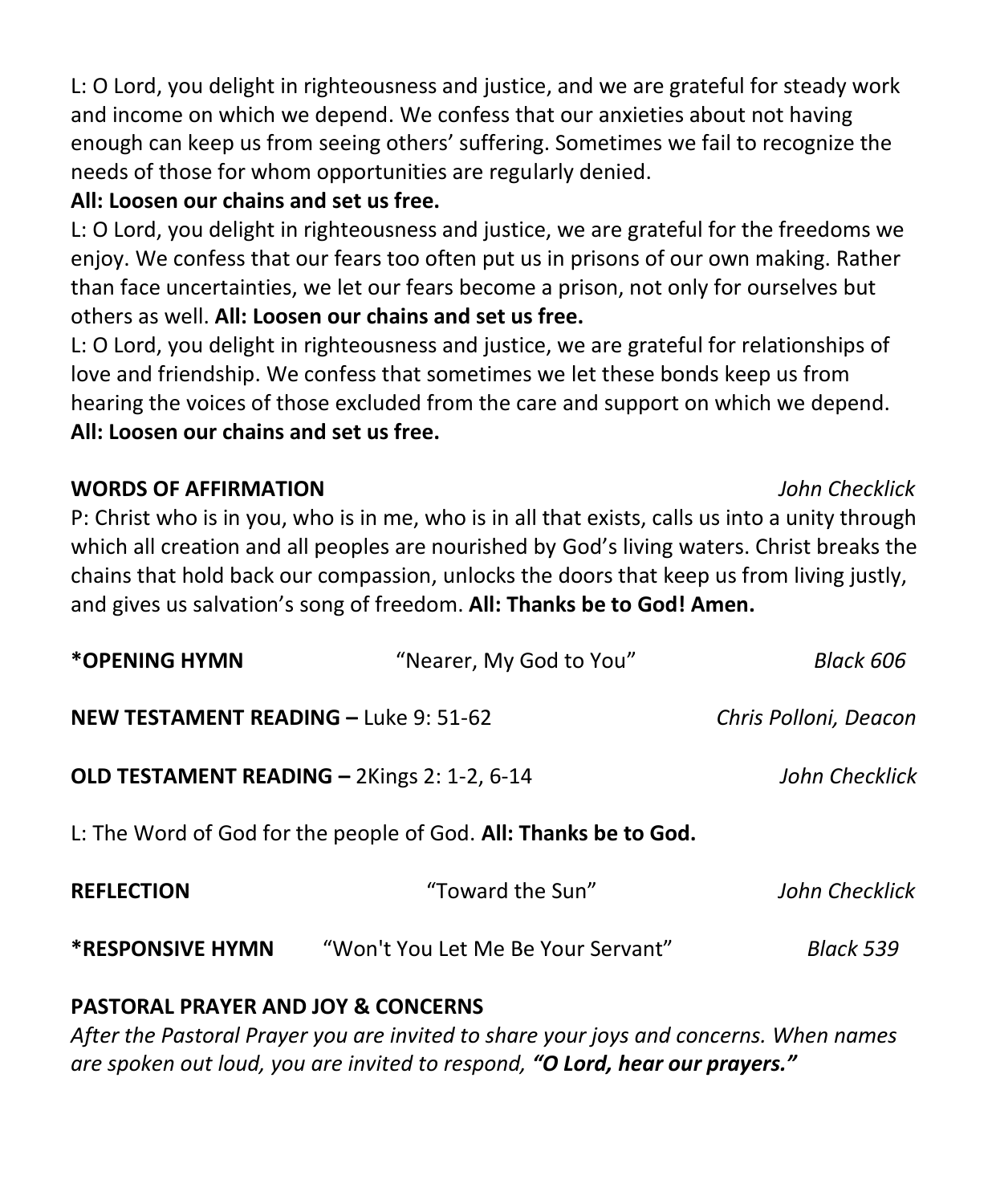L: O Lord, you delight in righteousness and justice, and we are grateful for steady work and income on which we depend. We confess that our anxieties about not having enough can keep us from seeing others' suffering. Sometimes we fail to recognize the needs of those for whom opportunities are regularly denied.

**All: Loosen our chains and set us free.**

L: O Lord, you delight in righteousness and justice, we are grateful for the freedoms we enjoy. We confess that our fears too often put us in prisons of our own making. Rather than face uncertainties, we let our fears become a prison, not only for ourselves but others as well. **All: Loosen our chains and set us free.**

L: O Lord, you delight in righteousness and justice, we are grateful for relationships of love and friendship. We confess that sometimes we let these bonds keep us from hearing the voices of those excluded from the care and support on which we depend.

**All: Loosen our chains and set us free.**

**WORDS OF AFFIRMATION** *John Checklick*

P: Christ who is in you, who is in me, who is in all that exists, calls us into a unity through which all creation and all peoples are nourished by God's living waters. Christ breaks the chains that hold back our compassion, unlocks the doors that keep us from living justly, and gives us salvation's song of freedom. **All: Thanks be to God! Amen.**

**\*OPENING HYMN** "Nearer, My God to You" *Black 606*

**NEW TESTAMENT READING –** Luke 9: 51-62 *Chris Polloni, Deacon*

**OLD TESTAMENT READING –** 2Kings 2: 1-2, 6-14 *John Checklick*

L: The Word of God for the people of God. **All: Thanks be to God.**

**REFLECTION** "Toward the Sun" *John Checklick*

**\*RESPONSIVE HYMN** "Won't You Let Me Be Your Servant" *Black 539*

**PASTORAL PRAYER AND JOY & CONCERNS**

*After the Pastoral Prayer you are invited to share your joys and concerns. When names are spoken out loud, you are invited to respond,* ***"O Lord, hear our prayers."***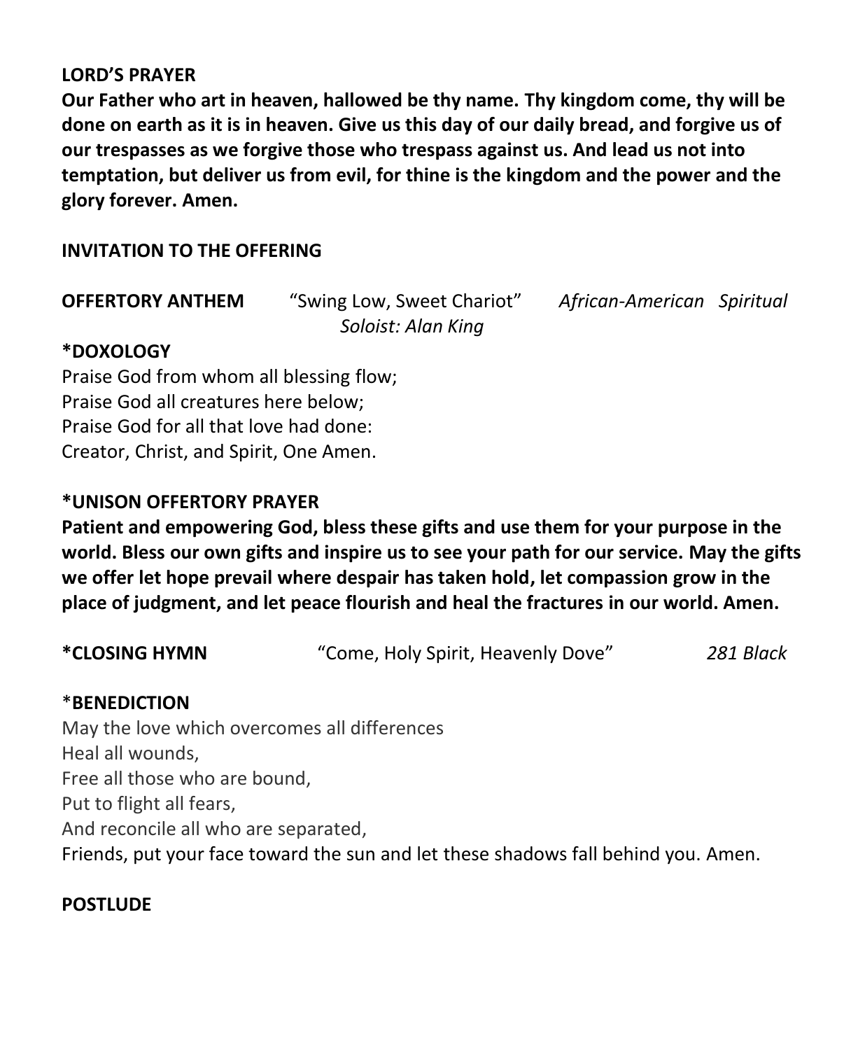**LORD'S PRAYER**

**Our Father who art in heaven, hallowed be thy name. Thy kingdom come, thy will be done on earth as it is in heaven. Give us this day of our daily bread, and forgive us of our trespasses as we forgive those who trespass against us. And lead us not into temptation, but deliver us from evil, for thine is the kingdom and the power and the glory forever. Amen.**

**INVITATION TO THE OFFERING**

**OFFERTORY ANTHEM** "Swing Low, Sweet Chariot" *African-American Spiritual*
*Soloist: Alan King*

**\*DOXOLOGY**

Praise God from whom all blessing flow;
Praise God all creatures here below;
Praise God for all that love had done:
Creator, Christ, and Spirit, One Amen.

**\*UNISON OFFERTORY PRAYER**

**Patient and empowering God, bless these gifts and use them for your purpose in the world. Bless our own gifts and inspire us to see your path for our service. May the gifts we offer let hope prevail where despair has taken hold, let compassion grow in the place of judgment, and let peace flourish and heal the fractures in our world. Amen.**

**\*CLOSING HYMN** "Come, Holy Spirit, Heavenly Dove" *281 Black*

\***BENEDICTION**

May the love which overcomes all differences
Heal all wounds,
Free all those who are bound,
Put to flight all fears,
And reconcile all who are separated,
Friends, put your face toward the sun and let these shadows fall behind you. Amen.

**POSTLUDE**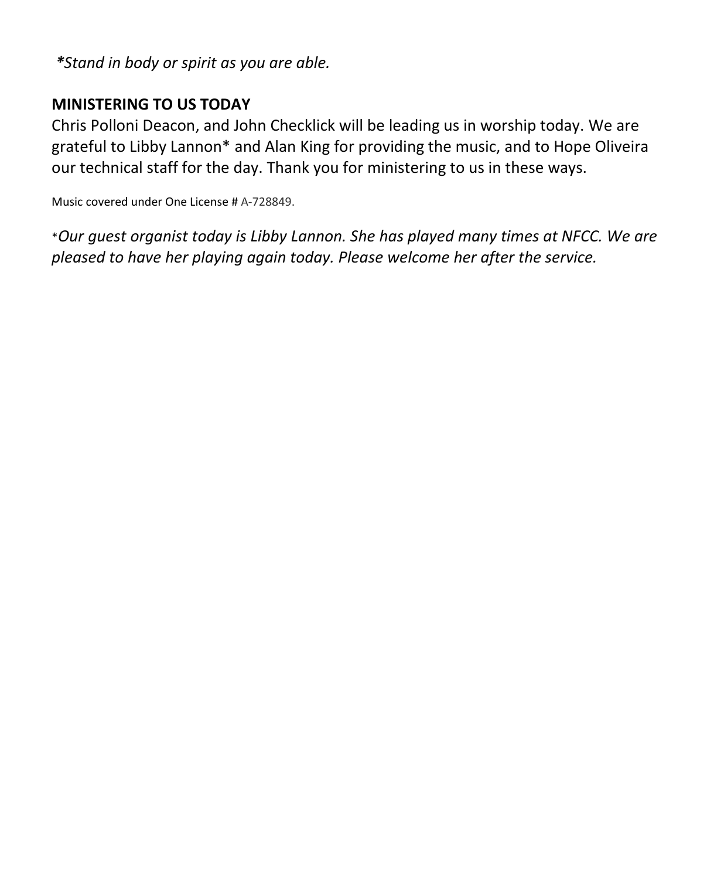*\*Stand in body or spirit as you are able.*

**MINISTERING TO US TODAY**

Chris Polloni Deacon, and John Checklick will be leading us in worship today. We are grateful to Libby Lannon* and Alan King for providing the music, and to Hope Oliveira our technical staff for the day. Thank you for ministering to us in these ways.

Music covered under One License # A-728849.

\**Our guest organist today is Libby Lannon. She has played many times at NFCC. We are pleased to have her playing again today. Please welcome her after the service.*